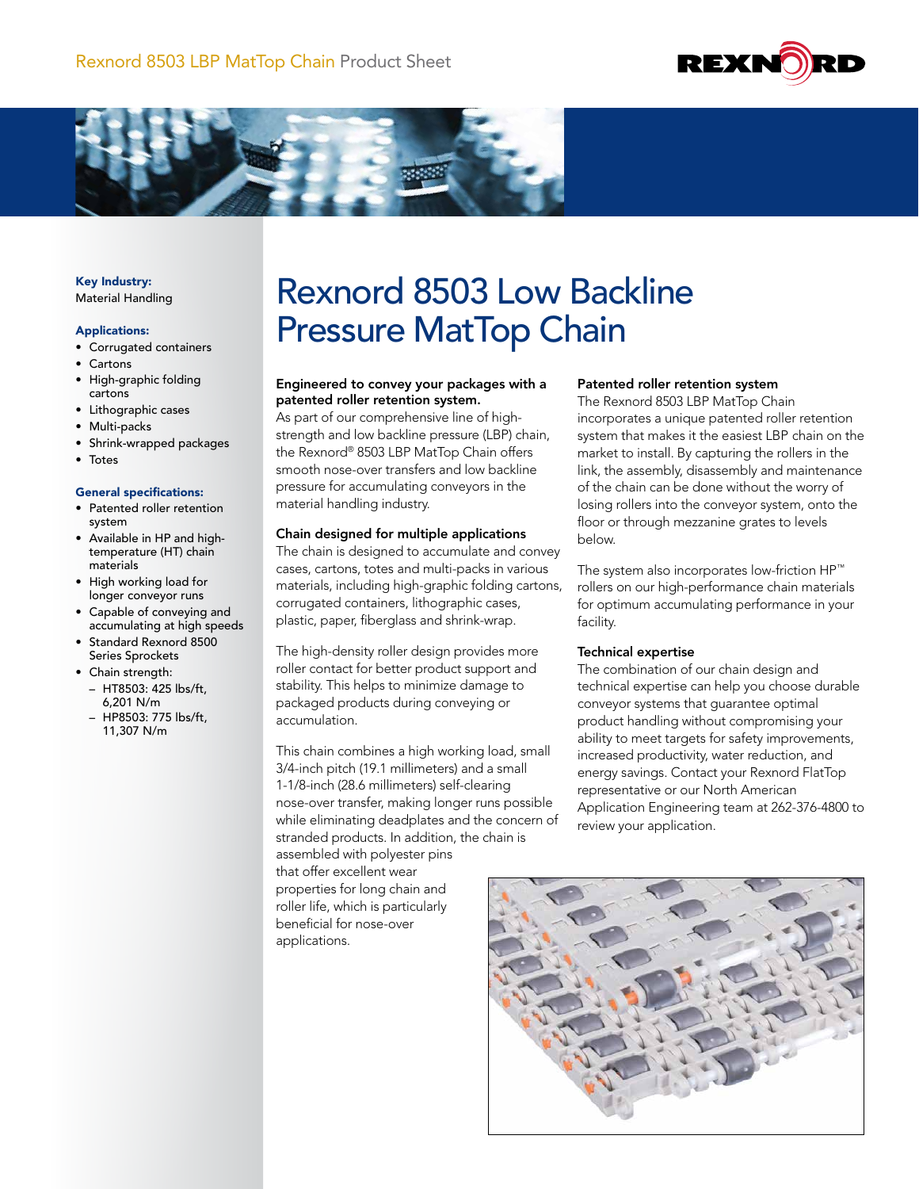Rexnord 8503 LBP MatTop Chain Product Sheet

**Key Industry:**
Material Handling

**Applications:**

- Corrugated containers
- Cartons
- High-graphic folding cartons
- Lithographic cases
- Multi-packs
- Shrink-wrapped packages
- Totes

**General specifications:**

- Patented roller retention system
- Available in HP and high-temperature (HT) chain materials
- High working load for longer conveyor runs
- Capable of conveying and accumulating at high speeds
- Standard Rexnord 8500 Series Sprockets
- Chain strength:
  - HT8503: 425 lbs/ft, 6,201 N/m
  - HP8503: 775 lbs/ft, 11,307 N/m

# Rexnord 8503 Low Backline Pressure MatTop Chain

**Engineered to convey your packages with a patented roller retention system.**

As part of our comprehensive line of high-strength and low backline pressure (LBP) chain, the Rexnord® 8503 LBP MatTop Chain offers smooth nose-over transfers and low backline pressure for accumulating conveyors in the material handling industry.

**Chain designed for multiple applications**

The chain is designed to accumulate and convey cases, cartons, totes and multi-packs in various materials, including high-graphic folding cartons, corrugated containers, lithographic cases, plastic, paper, fiberglass and shrink-wrap.

The high-density roller design provides more roller contact for better product support and stability. This helps to minimize damage to packaged products during conveying or accumulation.

This chain combines a high working load, small 3/4-inch pitch (19.1 millimeters) and a small 1-1/8-inch (28.6 millimeters) self-clearing nose-over transfer, making longer runs possible while eliminating deadplates and the concern of stranded products. In addition, the chain is assembled with polyester pins that offer excellent wear properties for long chain and roller life, which is particularly beneficial for nose-over applications.

**Patented roller retention system**

The Rexnord 8503 LBP MatTop Chain incorporates a unique patented roller retention system that makes it the easiest LBP chain on the market to install. By capturing the rollers in the link, the assembly, disassembly and maintenance of the chain can be done without the worry of losing rollers into the conveyor system, onto the floor or through mezzanine grates to levels below.

The system also incorporates low-friction HP™ rollers on our high-performance chain materials for optimum accumulating performance in your facility.

**Technical expertise**

The combination of our chain design and technical expertise can help you choose durable conveyor systems that guarantee optimal product handling without compromising your ability to meet targets for safety improvements, increased productivity, water reduction, and energy savings. Contact your Rexnord FlatTop representative or our North American Application Engineering team at 262-376-4800 to review your application.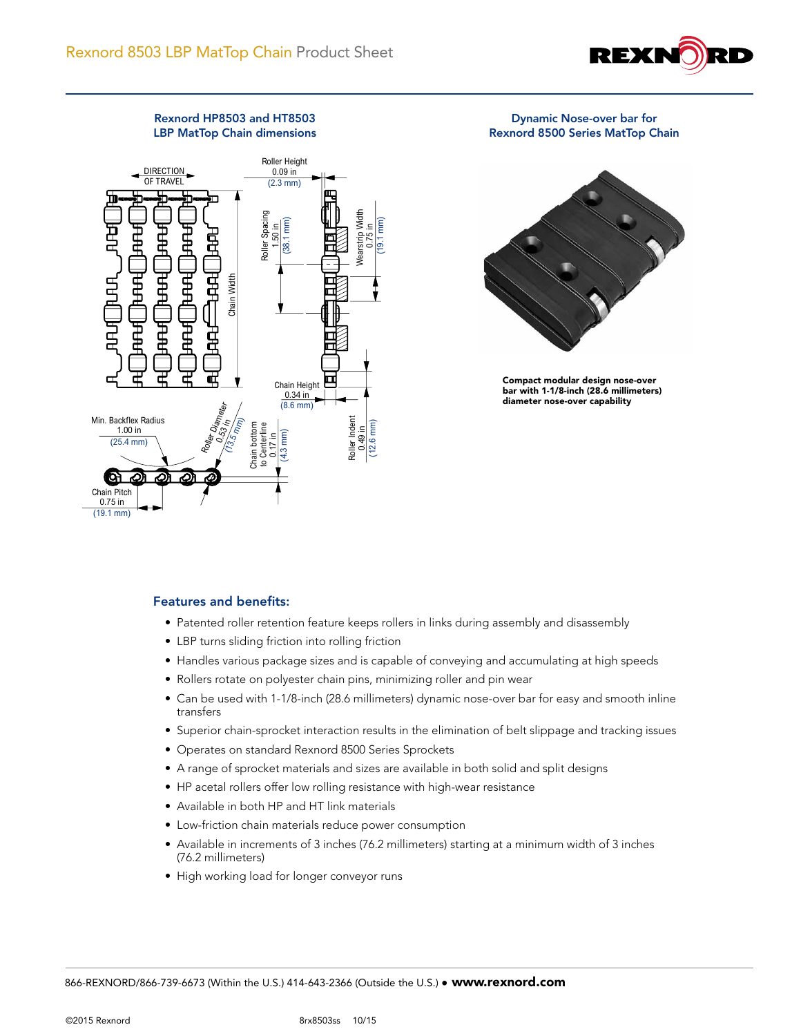# Rexnord 8503 LBP MatTop Chain Product Sheet

## Rexnord HP8503 and HT8503 LBP MatTop Chain dimensions

DIRECTION OF TRAVEL

Roller Height 0.09 in (2.3 mm)

Roller Spacing 1.50 in (38.1 mm)

Wearstrip Width 0.75 in (19.1 mm)

Chain Width

Chain Height 0.34 in (8.6 mm)

Min. Backflex Radius 1.00 in (25.4 mm)

Roller Diameter 0.53 in (13.5 mm)

Chain bottom to Centerline 0.17 in (4.3 mm)

Roller Indent 0.49 in (12.6 mm)

Chain Pitch 0.75 in (19.1 mm)

## Dynamic Nose-over bar for Rexnord 8500 Series MatTop Chain

**Compact modular design nose-over bar with 1-1/8-inch (28.6 millimeters) diameter nose-over capability**

## Features and benefits:

- Patented roller retention feature keeps rollers in links during assembly and disassembly
- LBP turns sliding friction into rolling friction
- Handles various package sizes and is capable of conveying and accumulating at high speeds
- Rollers rotate on polyester chain pins, minimizing roller and pin wear
- Can be used with 1-1/8-inch (28.6 millimeters) dynamic nose-over bar for easy and smooth inline transfers
- Superior chain-sprocket interaction results in the elimination of belt slippage and tracking issues
- Operates on standard Rexnord 8500 Series Sprockets
- A range of sprocket materials and sizes are available in both solid and split designs
- HP acetal rollers offer low rolling resistance with high-wear resistance
- Available in both HP and HT link materials
- Low-friction chain materials reduce power consumption
- Available in increments of 3 inches (76.2 millimeters) starting at a minimum width of 3 inches (76.2 millimeters)
- High working load for longer conveyor runs

866-REXNORD/866-739-6673 (Within the U.S.) 414-643-2366 (Outside the U.S.) • **www.rexnord.com**

©2015 Rexnord 8rx8503ss 10/15